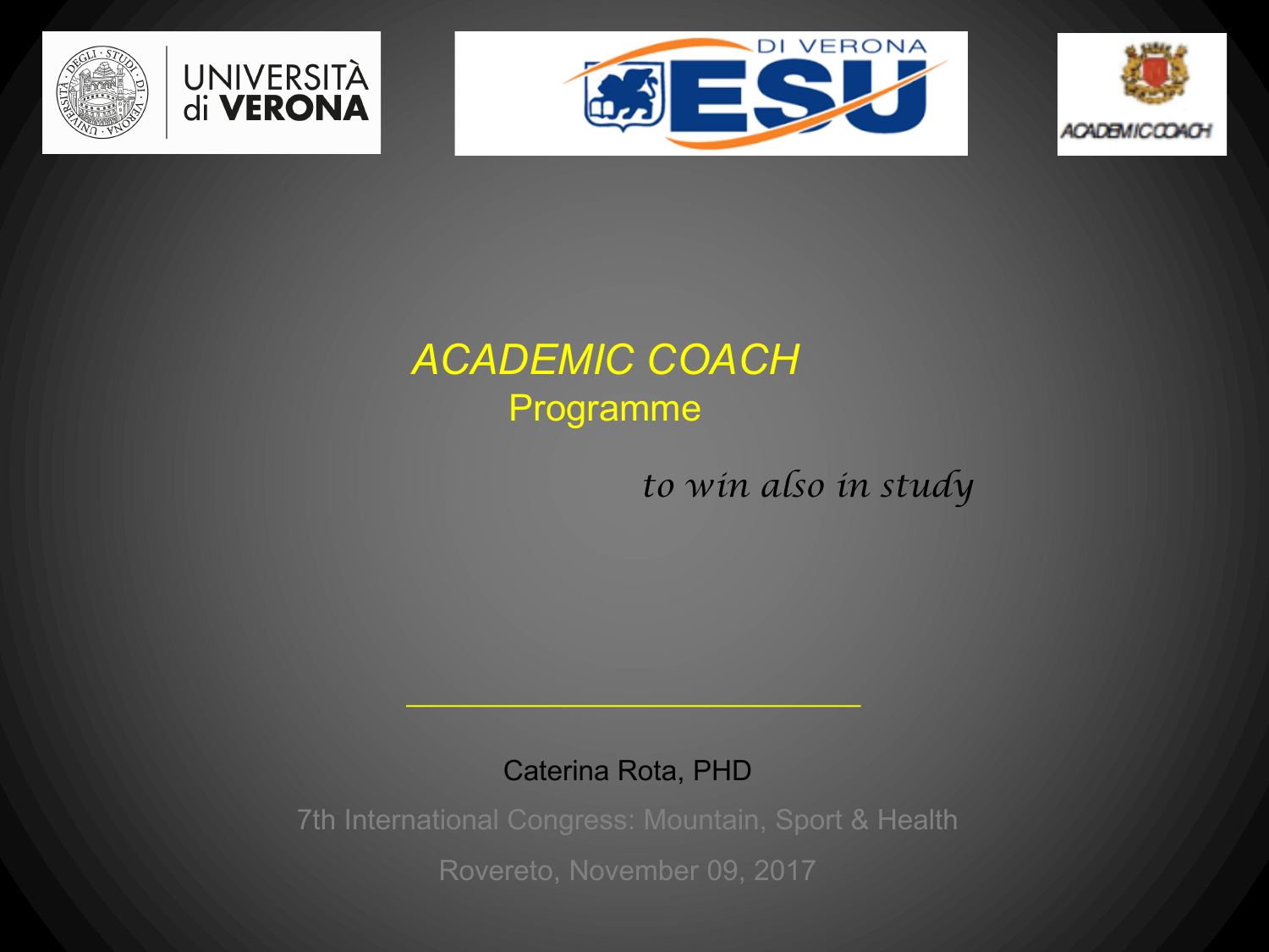UNIVERSITÀ di VERONA

DI VERONA ESU

ACADEMICCOACH

# *ACADEMIC COACH*

## Programme

*to win also in study*

Caterina Rota, PHD

7th International Congress: Mountain, Sport & Health

Rovereto, November 09, 2017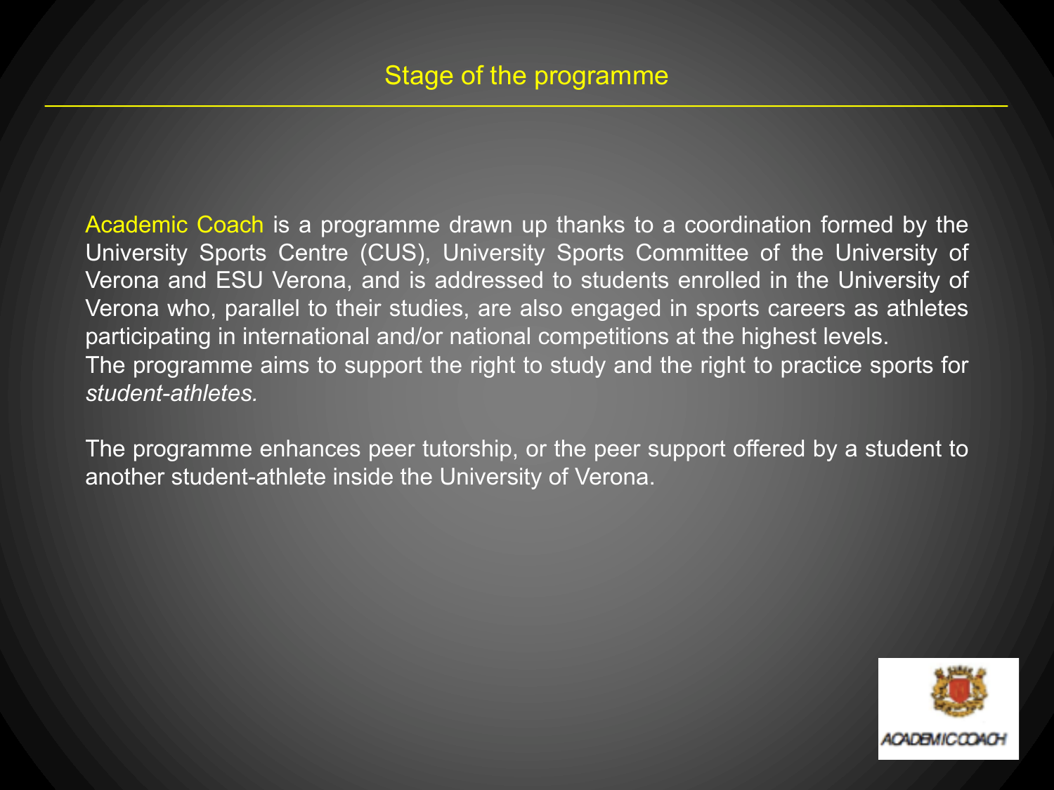# Stage of the programme

Academic Coach is a programme drawn up thanks to a coordination formed by the University Sports Centre (CUS), University Sports Committee of the University of Verona and ESU Verona, and is addressed to students enrolled in the University of Verona who, parallel to their studies, are also engaged in sports careers as athletes participating in international and/or national competitions at the highest levels.
The programme aims to support the right to study and the right to practice sports for *student-athletes.*

The programme enhances peer tutorship, or the peer support offered by a student to another student-athlete inside the University of Verona.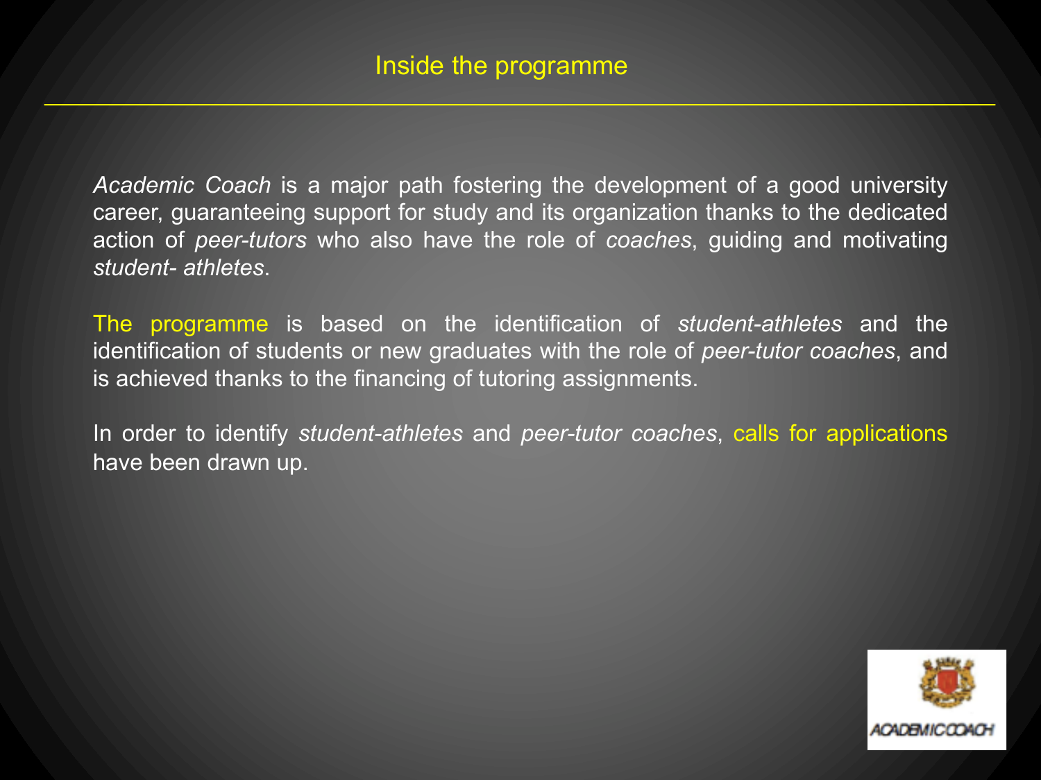## Inside the programme

*Academic Coach* is a major path fostering the development of a good university career, guaranteeing support for study and its organization thanks to the dedicated action of *peer-tutors* who also have the role of *coaches*, guiding and motivating *student- athletes*.

The programme is based on the identification of *student-athletes* and the identification of students or new graduates with the role of *peer-tutor coaches*, and is achieved thanks to the financing of tutoring assignments.

In order to identify *student-athletes* and *peer-tutor coaches*, calls for applications have been drawn up.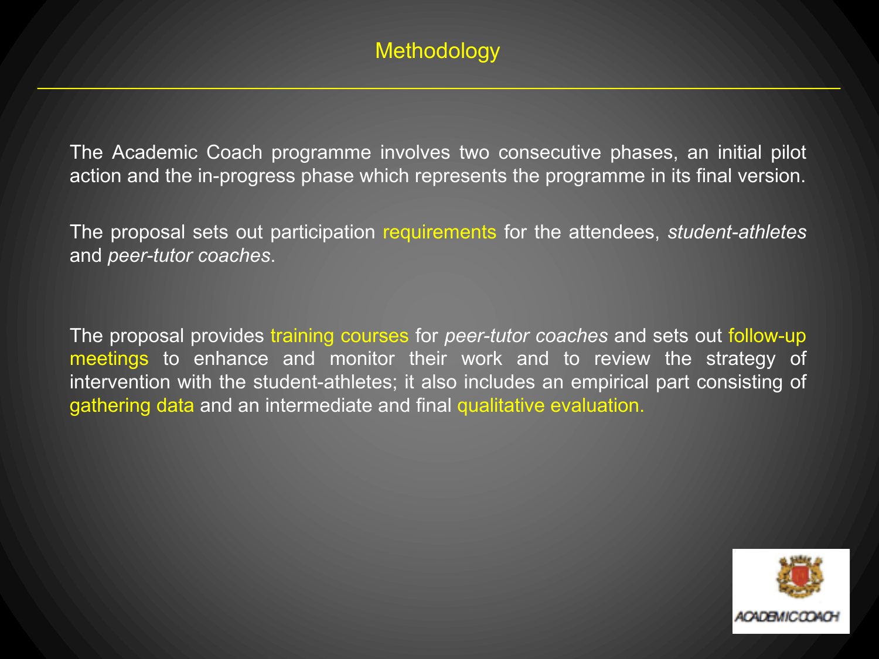# Methodology

The Academic Coach programme involves two consecutive phases, an initial pilot action and the in-progress phase which represents the programme in its final version.

The proposal sets out participation requirements for the attendees, *student-athletes* and *peer-tutor coaches*.

The proposal provides training courses for *peer-tutor coaches* and sets out follow-up meetings to enhance and monitor their work and to review the strategy of intervention with the student-athletes; it also includes an empirical part consisting of gathering data and an intermediate and final qualitative evaluation.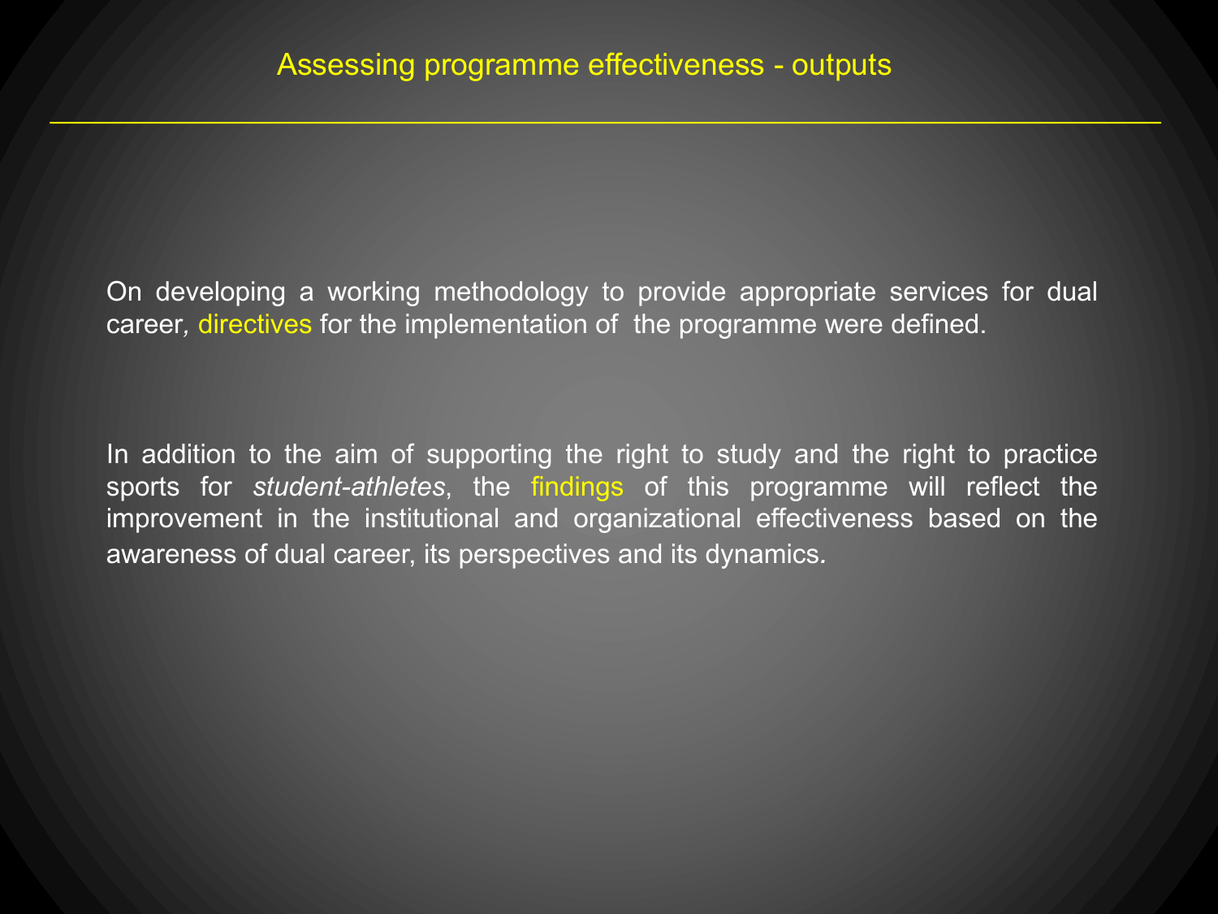# Assessing programme effectiveness - outputs

On developing a working methodology to provide appropriate services for dual career, directives for the implementation of the programme were defined.

In addition to the aim of supporting the right to study and the right to practice sports for *student-athletes*, the findings of this programme will reflect the improvement in the institutional and organizational effectiveness based on the awareness of dual career, its perspectives and its dynamics.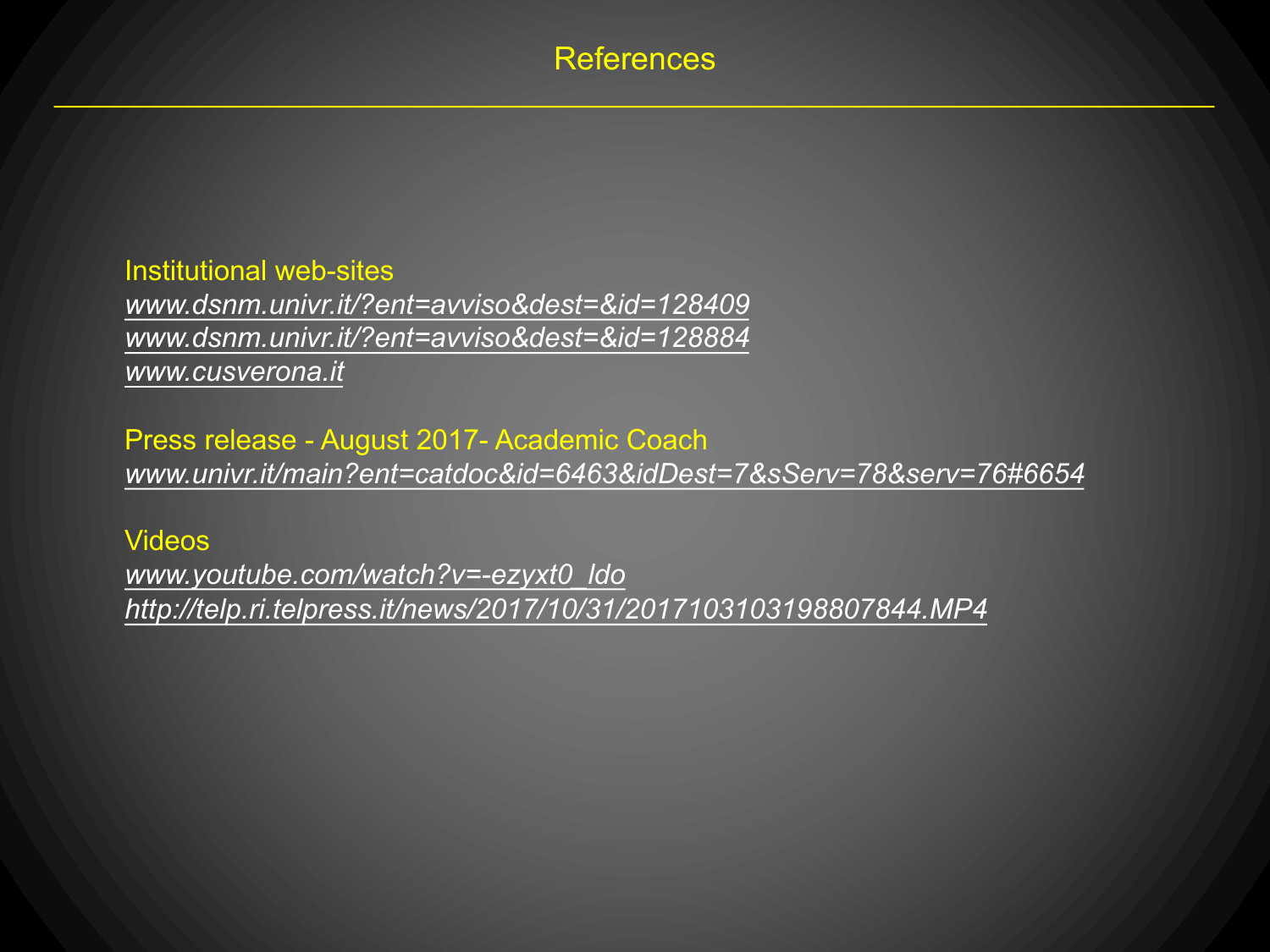# References

Institutional web-sites

*www.dsnm.univr.it/?ent=avviso&dest=&id=128409*
*www.dsnm.univr.it/?ent=avviso&dest=&id=128884*
*www.cusverona.it*

Press release - August 2017- Academic Coach

*www.univr.it/main?ent=catdoc&id=6463&idDest=7&sServ=78&serv=76#6654*

Videos

*www.youtube.com/watch?v=-ezyxt0_ldo*
*http://telp.ri.telpress.it/news/2017/10/31/20171031031988078844.MP4*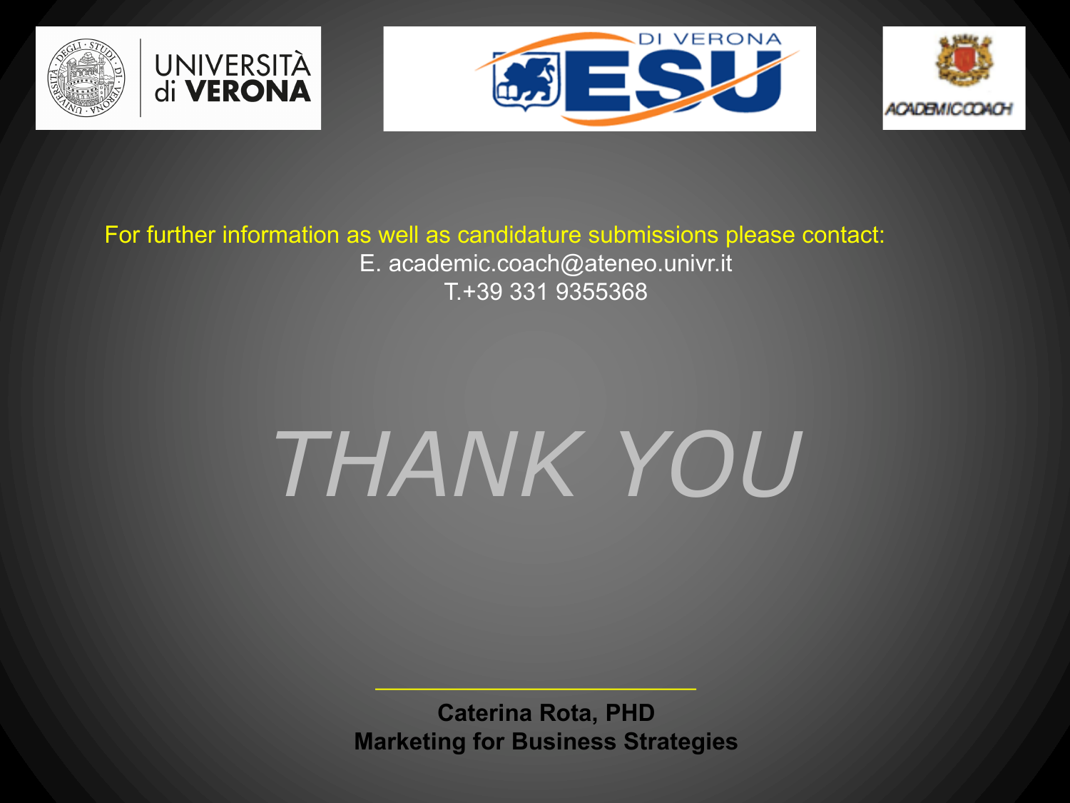UNIVERSITÀ di VERONA

DI VERONA ESU

ACADEMIC COACH

For further information as well as candidature submissions please contact:

E. academic.coach@ateneo.univr.it

T.+39 331 9355368

# *THANK YOU*

**Caterina Rota, PHD**

**Marketing for Business Strategies**